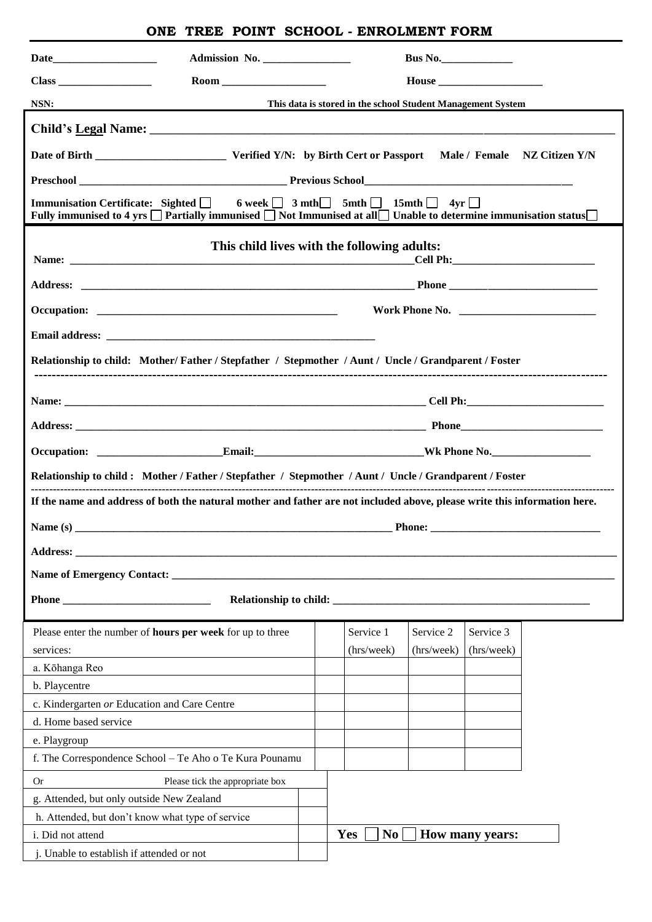# ONE TREE POINT SCHOOL - ENROLMENT FORM

**Date**___________________ **Admission No.** _______________ **Bus No.**_____________

**Class** _________________ **Room** ___________________ **House** ___________________

**NSN:** **This data is stored in the school Student Management System**

**Child's Legal Name:** ______________________________________________________________________________

**Date of Birth** _______________________ **Verified Y/N: by Birth Cert or Passport** **Male / Female** **NZ Citizen Y/N**

**Preschool** ____________________________________ **Previous School**_____________________________________

**Immunisation Certificate: Sighted** ☐ **6 week** ☐ **3 mth** ☐ **5mth** ☐ **15mth** ☐ **4yr** ☐
**Fully immunised to 4 yrs** ☐ **Partially immunised** ☐ **Not Immunised at all** ☐ **Unable to determine immunisation status** ☐

## This child lives with the following adults:

**Name:** _______________________________________________________________**Cell Ph:**_________________________

**Address:** _______________________________________________________________ **Phone** ___________________________

**Occupation:** _____________________________________________ **Work Phone No.** _________________________

**Email address:** __________________________________________________

**Relationship to child: Mother/ Father / Stepfather / Stepmother / Aunt / Uncle / Grandparent / Foster**

---

**Name:** ________________________________________________________________________ **Cell Ph:**_________________________

**Address:** _______________________________________________________________________ **Phone**__________________________

**Occupation:** ______________________**Email:**______________________________**Wk Phone No.**__________________

**Relationship to child : Mother / Father / Stepfather / Stepmother / Aunt / Uncle / Grandparent / Foster**

---

**If the name and address of both the natural mother and father are not included above, please write this information here.**

**Name (s)** ____________________________________________________________ **Phone:** _______________________________

**Address:** _____________________________________________________________________________________________________

**Name of Emergency Contact:** ___________________________________________________________________________________

**Phone** ___________________________ **Relationship to child:** _______________________________________________

| Please enter the number of **hours per week** for up to three services: | | Service 1 (hrs/week) | Service 2 (hrs/week) | Service 3 (hrs/week) |
|---|---|---|---|---|
| a. Kōhanga Reo | | | | |
| b. Playcentre | | | | |
| c. Kindergarten *or* Education and Care Centre | | | | |
| d. Home based service | | | | |
| e. Playgroup | | | | |
| f. The Correspondence School – Te Aho o Te Kura Pounamu | | | | |

| Or — Please tick the appropriate box | |
|---|---|
| g. Attended, but only outside New Zealand | |
| h. Attended, but don't know what type of service | |
| i. Did not attend | |
| j. Unable to establish if attended or not | |

**Yes** ☐ **No** ☐ **How many years:**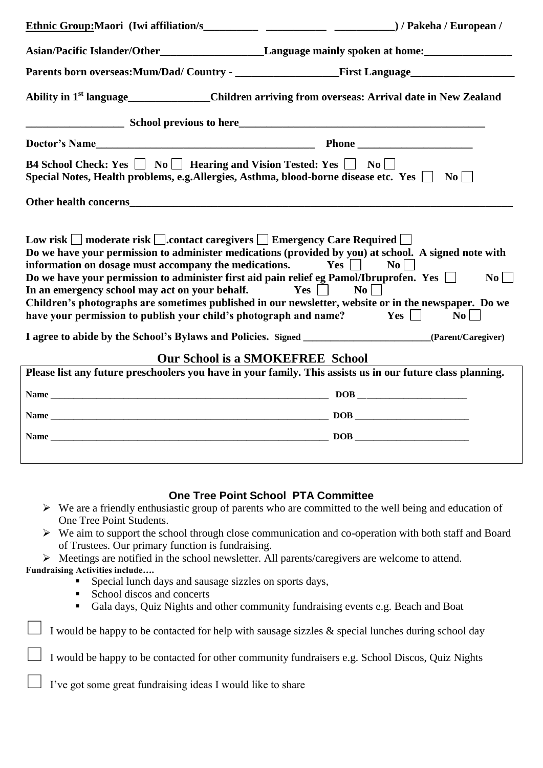**Ethnic Group:** **Maori (Iwi affiliation/s__________ ___________ ___________) / Pakeha / European /**

**Asian/Pacific Islander/Other___________________Language mainly spoken at home:________________**

**Parents born overseas:Mum/Dad/ Country - ___________________First Language___________________**

**Ability in 1st language_______________Children arriving from overseas: Arrival date in New Zealand**

**__________________ School previous to here_____________________________________________**

**Doctor's Name_________________________________________ Phone _____________________**

**B4 School Check: Yes ☐ No ☐ Hearing and Vision Tested: Yes ☐ No ☐**
**Special Notes, Health problems, e.g.Allergies, Asthma, blood-borne disease etc. Yes ☐ No ☐**

**Other health concerns_________________________________________________________________________**

**Low risk ☐ moderate risk ☐.contact caregivers ☐ Emergency Care Required ☐**
**Do we have your permission to administer medications (provided by you) at school. A signed note with information on dosage must accompany the medications. Yes ☐ No ☐**
**Do we have your permission to administer first aid pain relief eg Pamol/Ibruprofen. Yes ☐ No ☐**
**In an emergency school may act on your behalf. Yes ☐ No ☐**
**Children's photographs are sometimes published in our newsletter, website or in the newspaper. Do we have your permission to publish your child's photograph and name? Yes ☐ No ☐**

**I agree to abide by the School's Bylaws and Policies. Signed _________________________(Parent/Caregiver)**

## Our School is a SMOKEFREE School

**Please list any future preschoolers you have in your family. This assists us in our future class planning.**

**Name _____________________________________________________________ DOB _______________________**

**Name _____________________________________________________________ DOB _______________________**

**Name _____________________________________________________________ DOB _______________________**

### One Tree Point School PTA Committee

- We are a friendly enthusiastic group of parents who are committed to the well being and education of One Tree Point Students.
- We aim to support the school through close communication and co-operation with both staff and Board of Trustees. Our primary function is fundraising.
- Meetings are notified in the school newsletter. All parents/caregivers are welcome to attend.

**Fundraising Activities include….**

- Special lunch days and sausage sizzles on sports days,
- School discos and concerts
- Gala days, Quiz Nights and other community fundraising events e.g. Beach and Boat

☐ I would be happy to be contacted for help with sausage sizzles & special lunches during school day

☐ I would be happy to be contacted for other community fundraisers e.g. School Discos, Quiz Nights

☐ I've got some great fundraising ideas I would like to share